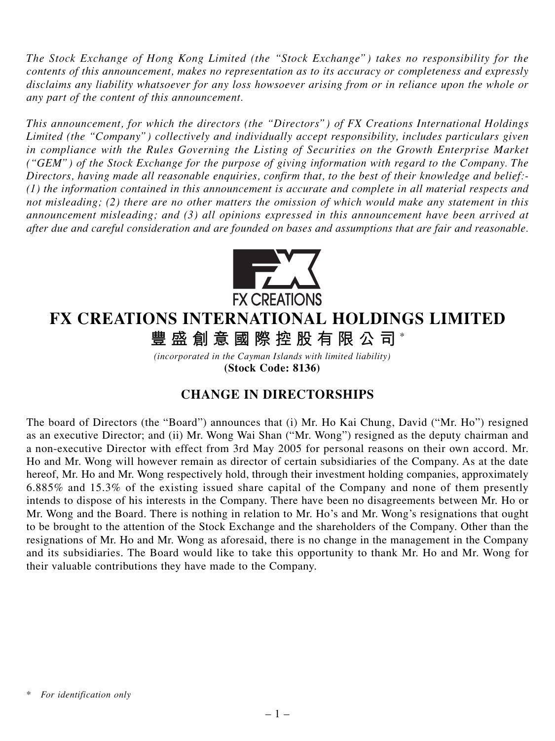*The Stock Exchange of Hong Kong Limited (the "Stock Exchange") takes no responsibility for the contents of this announcement, makes no representation as to its accuracy or completeness and expressly disclaims any liability whatsoever for any loss howsoever arising from or in reliance upon the whole or any part of the content of this announcement.*

*This announcement, for which the directors (the "Directors") of FX Creations International Holdings Limited (the "Company") collectively and individually accept responsibility, includes particulars given in compliance with the Rules Governing the Listing of Securities on the Growth Enterprise Market ("GEM") of the Stock Exchange for the purpose of giving information with regard to the Company. The Directors, having made all reasonable enquiries, confirm that, to the best of their knowledge and belief:- (1) the information contained in this announcement is accurate and complete in all material respects and not misleading; (2) there are no other matters the omission of which would make any statement in this announcement misleading; and (3) all opinions expressed in this announcement have been arrived at after due and careful consideration and are founded on bases and assumptions that are fair and reasonable.*

FX CREATIONS

# FX CREATIONS INTERNATIONAL HOLDINGS LIMITED

# 豐盛創意國際控股有限公司 *

*(incorporated in the Cayman Islands with limited liability)*

**(Stock Code: 8136)**

## CHANGE IN DIRECTORSHIPS

The board of Directors (the "Board") announces that (i) Mr. Ho Kai Chung, David ("Mr. Ho") resigned as an executive Director; and (ii) Mr. Wong Wai Shan ("Mr. Wong") resigned as the deputy chairman and a non-executive Director with effect from 3rd May 2005 for personal reasons on their own accord. Mr. Ho and Mr. Wong will however remain as director of certain subsidiaries of the Company. As at the date hereof, Mr. Ho and Mr. Wong respectively hold, through their investment holding companies, approximately 6.885% and 15.3% of the existing issued share capital of the Company and none of them presently intends to dispose of his interests in the Company. There have been no disagreements between Mr. Ho or Mr. Wong and the Board. There is nothing in relation to Mr. Ho's and Mr. Wong's resignations that ought to be brought to the attention of the Stock Exchange and the shareholders of the Company. Other than the resignations of Mr. Ho and Mr. Wong as aforesaid, there is no change in the management in the Company and its subsidiaries. The Board would like to take this opportunity to thank Mr. Ho and Mr. Wong for their valuable contributions they have made to the Company.

\* *For identification only*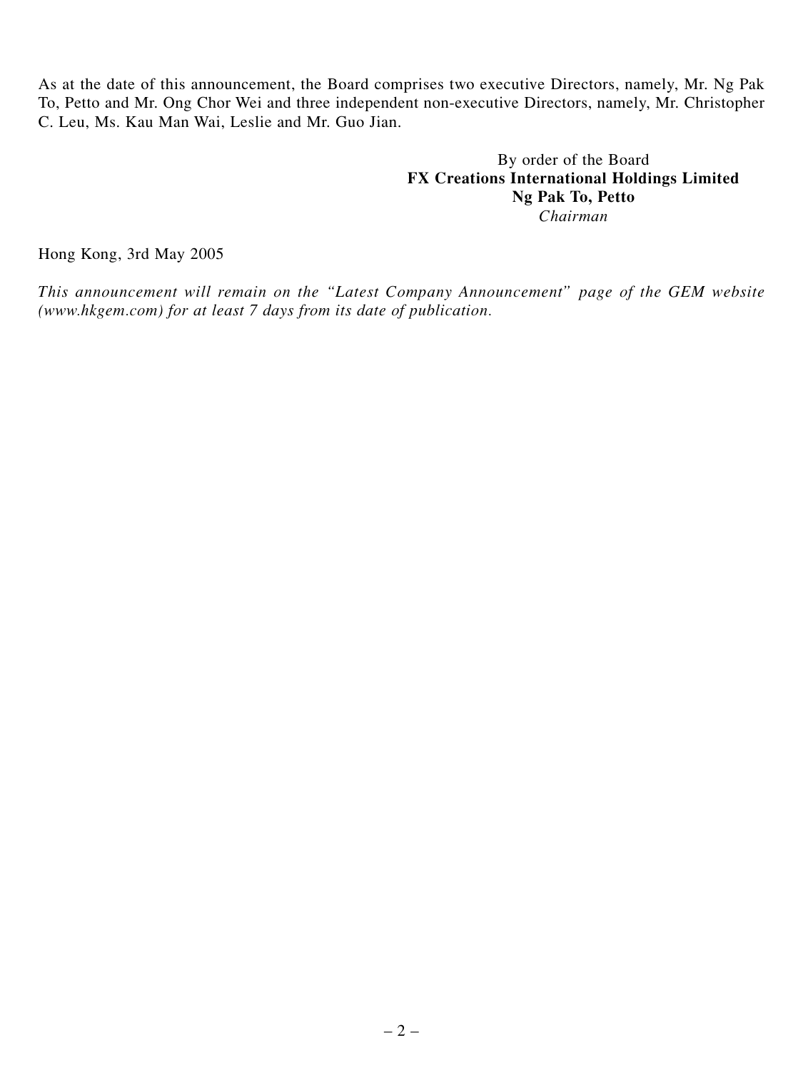As at the date of this announcement, the Board comprises two executive Directors, namely, Mr. Ng Pak To, Petto and Mr. Ong Chor Wei and three independent non-executive Directors, namely, Mr. Christopher C. Leu, Ms. Kau Man Wai, Leslie and Mr. Guo Jian.

By order of the Board
**FX Creations International Holdings Limited**
**Ng Pak To, Petto**
*Chairman*

Hong Kong, 3rd May 2005

*This announcement will remain on the "Latest Company Announcement" page of the GEM website (www.hkgem.com) for at least 7 days from its date of publication.*